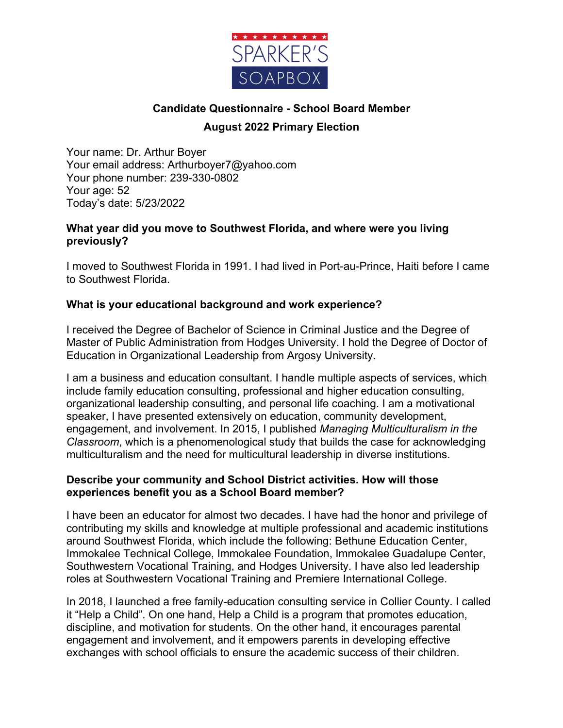SPARKER'S SOAPBOX

## Candidate Questionnaire - School Board Member

## August 2022 Primary Election

Your name: Dr. Arthur Boyer
Your email address: Arthurboyer7@yahoo.com
Your phone number: 239-330-0802
Your age: 52
Today's date: 5/23/2022

**What year did you move to Southwest Florida, and where were you living previously?**

I moved to Southwest Florida in 1991. I had lived in Port-au-Prince, Haiti before I came to Southwest Florida.

**What is your educational background and work experience?**

I received the Degree of Bachelor of Science in Criminal Justice and the Degree of Master of Public Administration from Hodges University. I hold the Degree of Doctor of Education in Organizational Leadership from Argosy University.

I am a business and education consultant. I handle multiple aspects of services, which include family education consulting, professional and higher education consulting, organizational leadership consulting, and personal life coaching. I am a motivational speaker, I have presented extensively on education, community development, engagement, and involvement. In 2015, I published *Managing Multiculturalism in the Classroom*, which is a phenomenological study that builds the case for acknowledging multiculturalism and the need for multicultural leadership in diverse institutions.

**Describe your community and School District activities. How will those experiences benefit you as a School Board member?**

I have been an educator for almost two decades. I have had the honor and privilege of contributing my skills and knowledge at multiple professional and academic institutions around Southwest Florida, which include the following: Bethune Education Center, Immokalee Technical College, Immokalee Foundation, Immokalee Guadalupe Center, Southwestern Vocational Training, and Hodges University. I have also led leadership roles at Southwestern Vocational Training and Premiere International College.

In 2018, I launched a free family-education consulting service in Collier County. I called it "Help a Child". On one hand, Help a Child is a program that promotes education, discipline, and motivation for students. On the other hand, it encourages parental engagement and involvement, and it empowers parents in developing effective exchanges with school officials to ensure the academic success of their children.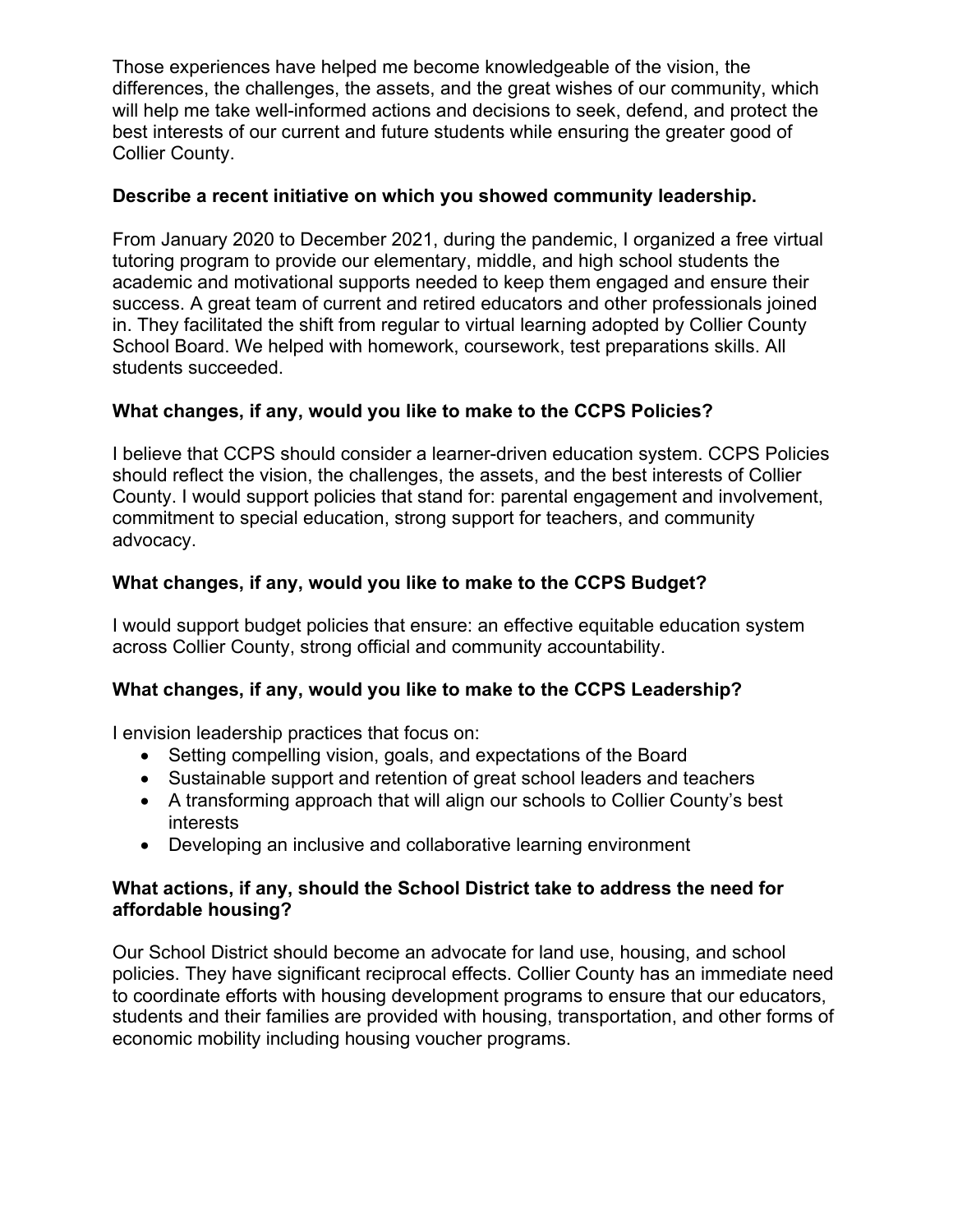Those experiences have helped me become knowledgeable of the vision, the differences, the challenges, the assets, and the great wishes of our community, which will help me take well-informed actions and decisions to seek, defend, and protect the best interests of our current and future students while ensuring the greater good of Collier County.

**Describe a recent initiative on which you showed community leadership.**

From January 2020 to December 2021, during the pandemic, I organized a free virtual tutoring program to provide our elementary, middle, and high school students the academic and motivational supports needed to keep them engaged and ensure their success. A great team of current and retired educators and other professionals joined in. They facilitated the shift from regular to virtual learning adopted by Collier County School Board. We helped with homework, coursework, test preparations skills. All students succeeded.

**What changes, if any, would you like to make to the CCPS Policies?**

I believe that CCPS should consider a learner-driven education system. CCPS Policies should reflect the vision, the challenges, the assets, and the best interests of Collier County. I would support policies that stand for: parental engagement and involvement, commitment to special education, strong support for teachers, and community advocacy.

**What changes, if any, would you like to make to the CCPS Budget?**

I would support budget policies that ensure: an effective equitable education system across Collier County, strong official and community accountability.

**What changes, if any, would you like to make to the CCPS Leadership?**

I envision leadership practices that focus on:

- Setting compelling vision, goals, and expectations of the Board
- Sustainable support and retention of great school leaders and teachers
- A transforming approach that will align our schools to Collier County's best interests
- Developing an inclusive and collaborative learning environment

**What actions, if any, should the School District take to address the need for affordable housing?**

Our School District should become an advocate for land use, housing, and school policies. They have significant reciprocal effects. Collier County has an immediate need to coordinate efforts with housing development programs to ensure that our educators, students and their families are provided with housing, transportation, and other forms of economic mobility including housing voucher programs.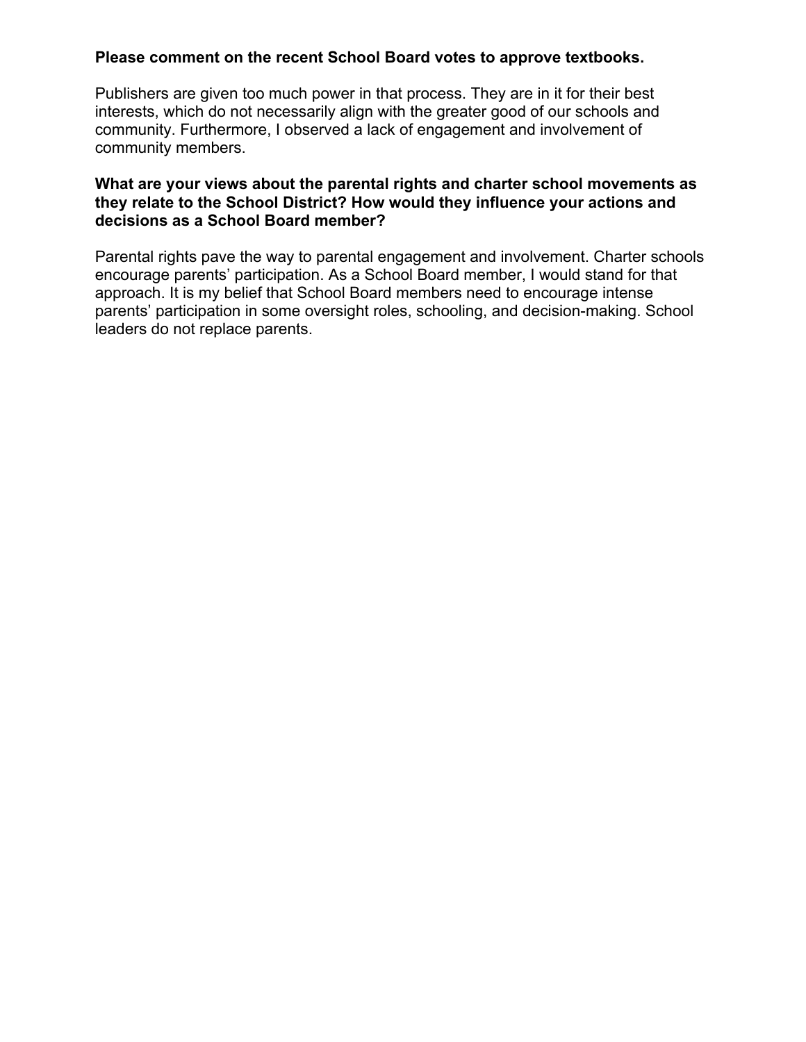**Please comment on the recent School Board votes to approve textbooks.**

Publishers are given too much power in that process. They are in it for their best interests, which do not necessarily align with the greater good of our schools and community. Furthermore, I observed a lack of engagement and involvement of community members.

**What are your views about the parental rights and charter school movements as they relate to the School District? How would they influence your actions and decisions as a School Board member?**

Parental rights pave the way to parental engagement and involvement. Charter schools encourage parents' participation. As a School Board member, I would stand for that approach. It is my belief that School Board members need to encourage intense parents' participation in some oversight roles, schooling, and decision-making. School leaders do not replace parents.